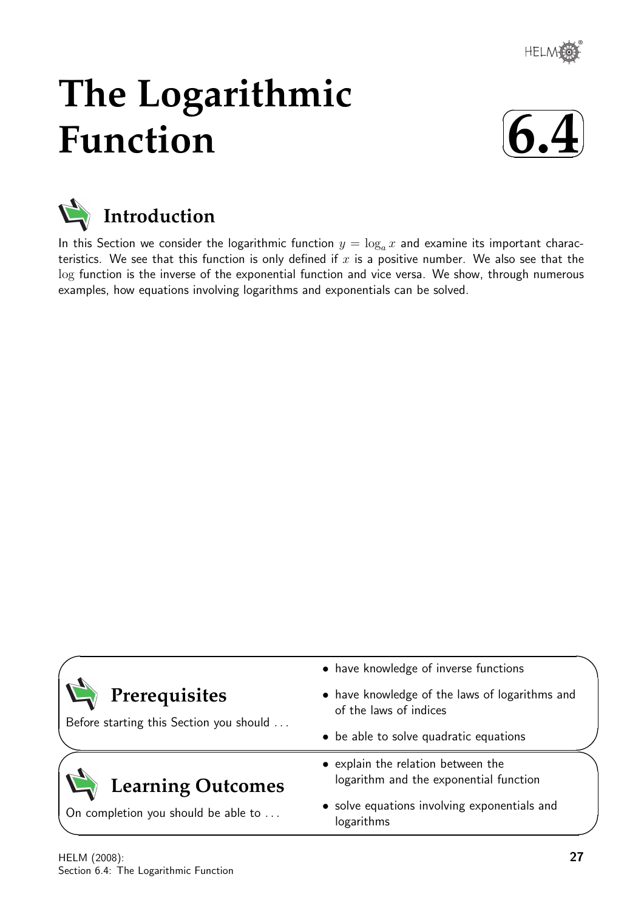# The Logarithmic Function

**6.4**

## Introduction

In this Section we consider the logarithmic function $y = \log_a x$ and examine its important characteristics. We see that this function is only defined if $x$ is a positive number. We also see that the $\log$ function is the inverse of the exponential function and vice versa. We show, through numerous examples, how equations involving logarithms and exponentials can be solved.

## Prerequisites

Before starting this Section you should ...

- have knowledge of inverse functions
- have knowledge of the laws of logarithms and of the laws of indices
- be able to solve quadratic equations

## Learning Outcomes

On completion you should be able to ...

- explain the relation between the logarithm and the exponential function
- solve equations involving exponentials and logarithms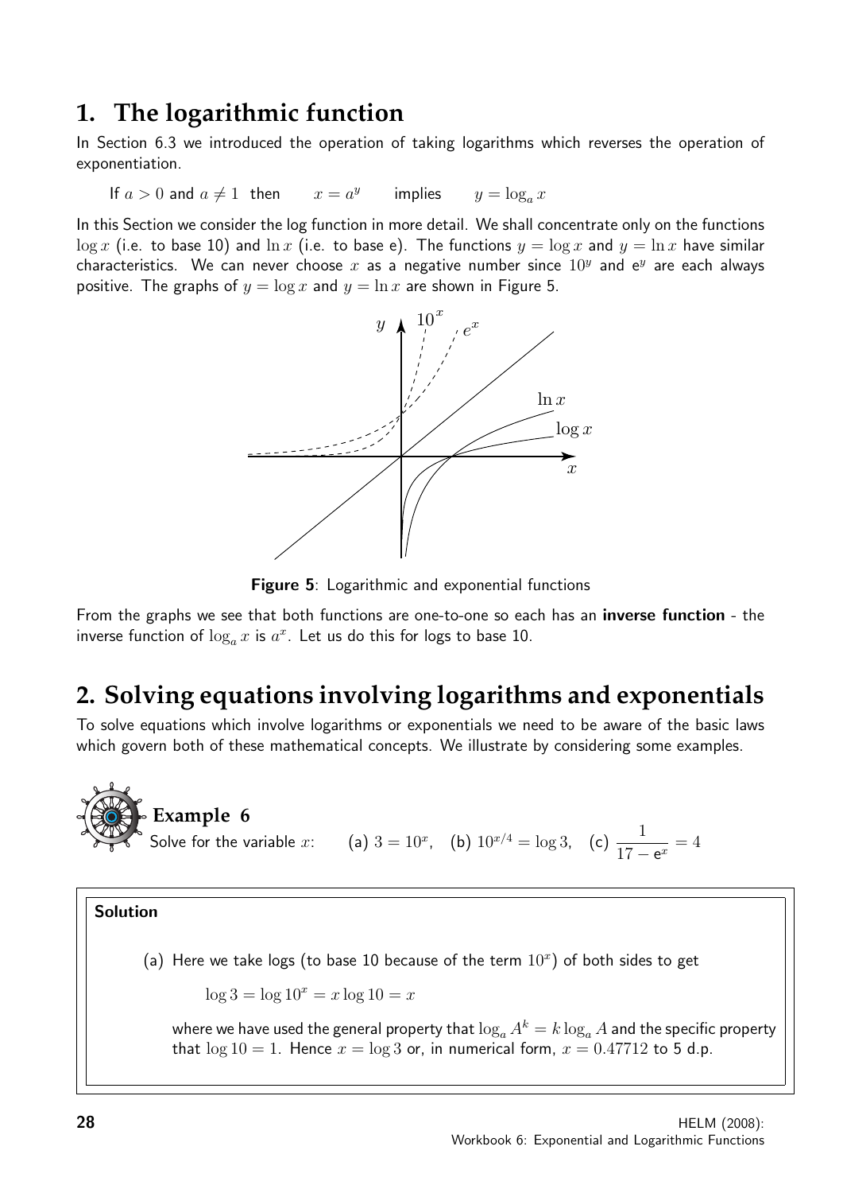# 1. The logarithmic function

In Section 6.3 we introduced the operation of taking logarithms which reverses the operation of exponentiation.

If $a > 0$ and $a \neq 1$ then $\quad x = a^y \quad$ implies $\quad y = \log_a x$

In this Section we consider the log function in more detail. We shall concentrate only on the functions $\log x$ (i.e. to base 10) and $\ln x$ (i.e. to base e). The functions $y = \log x$ and $y = \ln x$ have similar characteristics. We can never choose $x$ as a negative number since $10^y$ and $e^y$ are each always positive. The graphs of $y = \log x$ and $y = \ln x$ are shown in Figure 5.

**Figure 5**: Logarithmic and exponential functions

From the graphs we see that both functions are one-to-one so each has an **inverse function** - the inverse function of $\log_a x$ is $a^x$. Let us do this for logs to base 10.

# 2. Solving equations involving logarithms and exponentials

To solve equations which involve logarithms or exponentials we need to be aware of the basic laws which govern both of these mathematical concepts. We illustrate by considering some examples.

## Example 6

Solve for the variable $x$: (a) $3 = 10^x$, (b) $10^{x/4} = \log 3$, (c) $\dfrac{1}{17 - e^x} = 4$

**Solution**

(a) Here we take logs (to base 10 because of the term $10^x$) of both sides to get

$$\log 3 = \log 10^x = x \log 10 = x$$

where we have used the general property that $\log_a A^k = k \log_a A$ and the specific property that $\log 10 = 1$. Hence $x = \log 3$ or, in numerical form, $x = 0.47712$ to 5 d.p.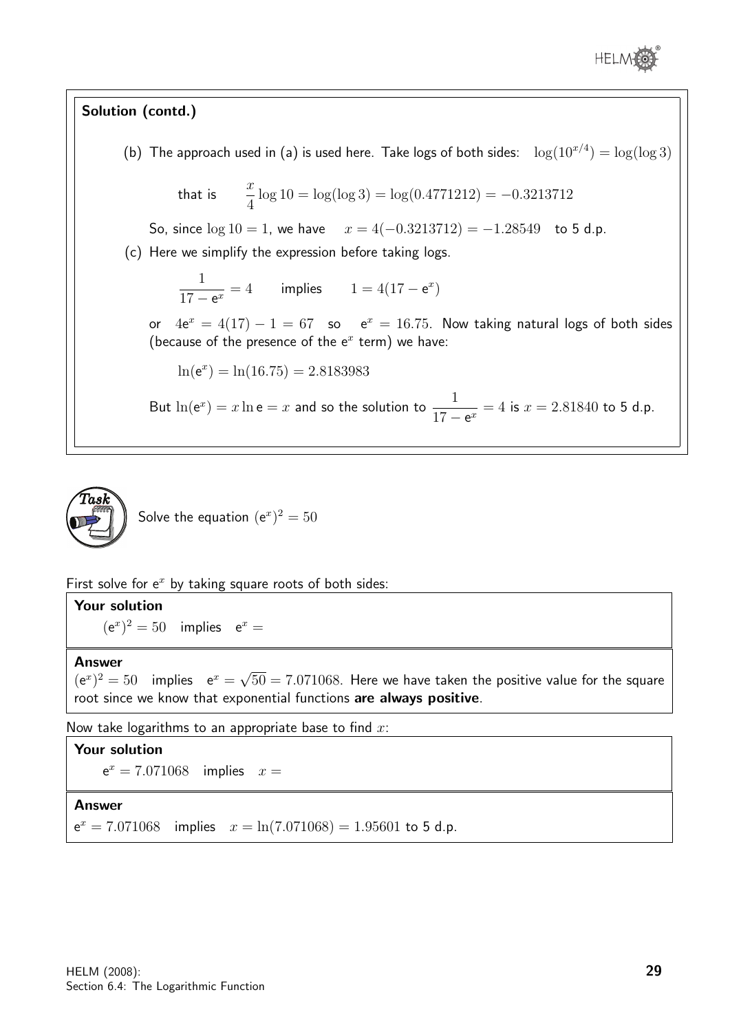**Solution (contd.)**

(b) The approach used in (a) is used here. Take logs of both sides: $\log(10^{x/4}) = \log(\log 3)$

that is $\dfrac{x}{4}\log 10 = \log(\log 3) = \log(0.4771212) = -0.3213712$

So, since $\log 10 = 1$, we have $x = 4(-0.3213712) = -1.28549$ to 5 d.p.

(c) Here we simplify the expression before taking logs.

$$\frac{1}{17 - e^x} = 4 \quad \text{implies} \quad 1 = 4(17 - e^x)$$

or $4e^x = 4(17) - 1 = 67$ so $e^x = 16.75$. Now taking natural logs of both sides (because of the presence of the $e^x$ term) we have:

$$\ln(e^x) = \ln(16.75) = 2.8183983$$

But $\ln(e^x) = x \ln e = x$ and so the solution to $\dfrac{1}{17 - e^x} = 4$ is $x = 2.81840$ to 5 d.p.

**Task**

Solve the equation $(e^x)^2 = 50$

First solve for $e^x$ by taking square roots of both sides:

**Your solution**

$(e^x)^2 = 50$ implies $e^x =$

**Answer**

$(e^x)^2 = 50$ implies $e^x = \sqrt{50} = 7.071068$. Here we have taken the positive value for the square root since we know that exponential functions **are always positive**.

Now take logarithms to an appropriate base to find $x$:

**Your solution**

$e^x = 7.071068$ implies $x =$

**Answer**

$e^x = 7.071068$ implies $x = \ln(7.071068) = 1.95601$ to 5 d.p.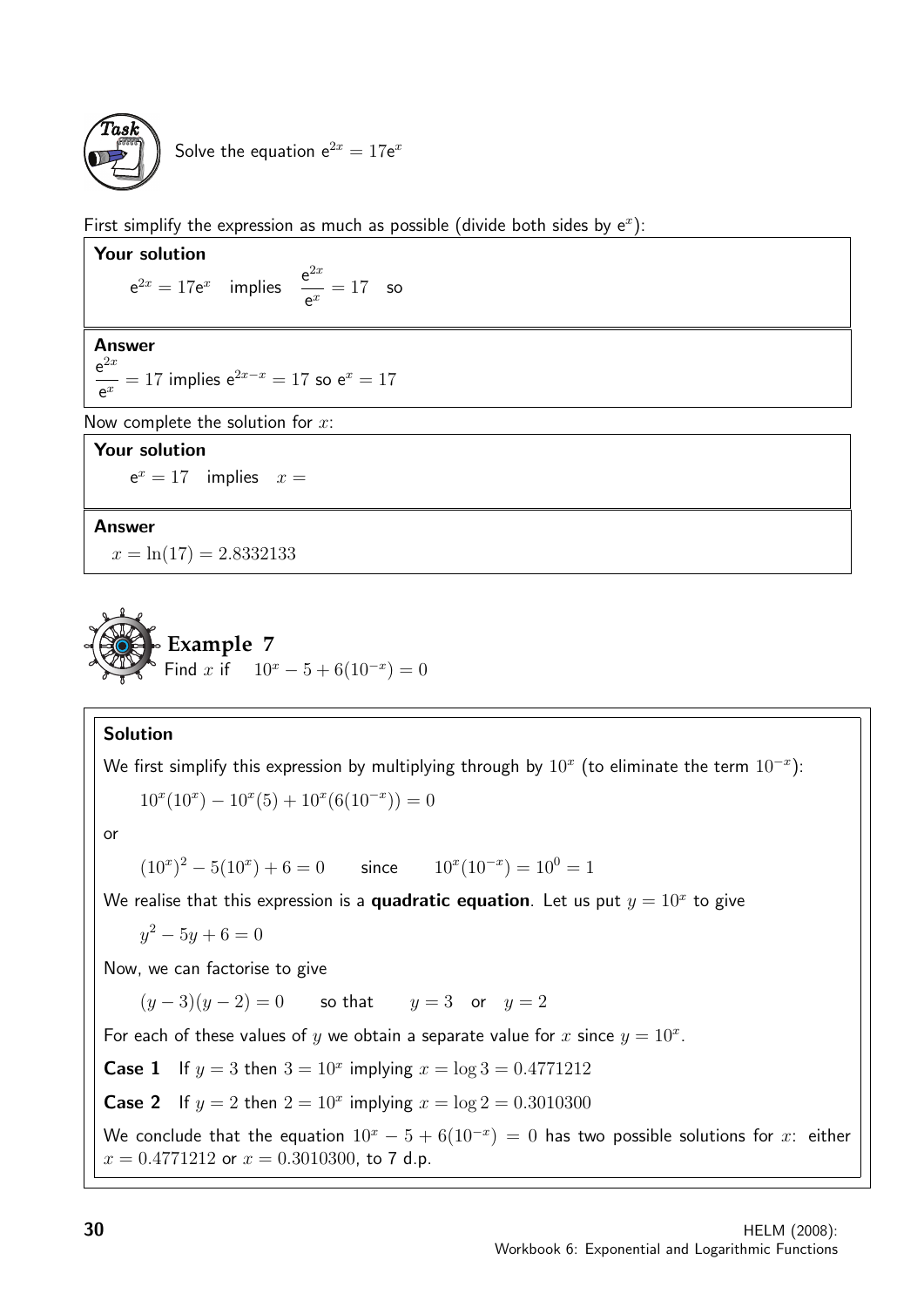**Task**

Solve the equation $e^{2x} = 17e^x$

First simplify the expression as much as possible (divide both sides by $e^x$):

**Your solution**

$e^{2x} = 17e^x$ implies $\dfrac{e^{2x}}{e^x} = 17$ so

**Answer**

$\dfrac{e^{2x}}{e^x} = 17$ implies $e^{2x-x} = 17$ so $e^x = 17$

Now complete the solution for $x$:

**Your solution**

$e^x = 17$ implies $x =$

**Answer**

$x = \ln(17) = 2.8332133$

## Example 7

Find $x$ if $10^x - 5 + 6(10^{-x}) = 0$

**Solution**

We first simplify this expression by multiplying through by $10^x$ (to eliminate the term $10^{-x}$):

$$10^x(10^x) - 10^x(5) + 10^x(6(10^{-x})) = 0$$

or

$$(10^x)^2 - 5(10^x) + 6 = 0 \qquad \text{since} \qquad 10^x(10^{-x}) = 10^0 = 1$$

We realise that this expression is a **quadratic equation**. Let us put $y = 10^x$ to give

$$y^2 - 5y + 6 = 0$$

Now, we can factorise to give

$$(y-3)(y-2) = 0 \qquad \text{so that} \qquad y = 3 \quad \text{or} \quad y = 2$$

For each of these values of $y$ we obtain a separate value for $x$ since $y = 10^x$.

**Case 1** If $y = 3$ then $3 = 10^x$ implying $x = \log 3 = 0.4771212$

**Case 2** If $y = 2$ then $2 = 10^x$ implying $x = \log 2 = 0.3010300$

We conclude that the equation $10^x - 5 + 6(10^{-x}) = 0$ has two possible solutions for $x$: either $x = 0.4771212$ or $x = 0.3010300$, to 7 d.p.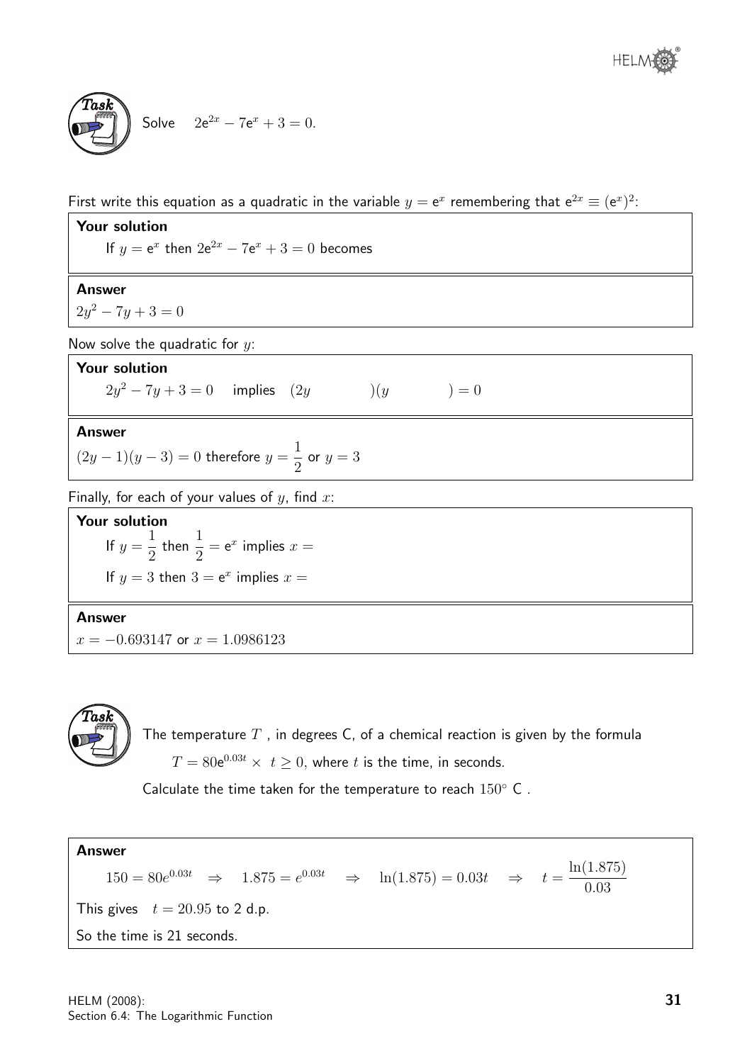**Task**

Solve $2e^{2x} - 7e^x + 3 = 0$.

First write this equation as a quadratic in the variable $y = e^x$ remembering that $e^{2x} \equiv (e^x)^2$:

**Your solution**

If $y = e^x$ then $2e^{2x} - 7e^x + 3 = 0$ becomes

**Answer**

$2y^2 - 7y + 3 = 0$

Now solve the quadratic for $y$:

**Your solution**

$2y^2 - 7y + 3 = 0$ implies $(2y \qquad)(y \qquad) = 0$

**Answer**

$(2y - 1)(y - 3) = 0$ therefore $y = \dfrac{1}{2}$ or $y = 3$

Finally, for each of your values of $y$, find $x$:

**Your solution**

If $y = \dfrac{1}{2}$ then $\dfrac{1}{2} = e^x$ implies $x =$

If $y = 3$ then $3 = e^x$ implies $x =$

**Answer**

$x = -0.693147$ or $x = 1.0986123$

**Task**

The temperature $T$ , in degrees C, of a chemical reaction is given by the formula

$T = 80e^{0.03t} \times \ t \geq 0$, where $t$ is the time, in seconds.

Calculate the time taken for the temperature to reach $150^\circ$ C .

**Answer**

$$150 = 80e^{0.03t} \quad \Rightarrow \quad 1.875 = e^{0.03t} \quad \Rightarrow \quad \ln(1.875) = 0.03t \quad \Rightarrow \quad t = \frac{\ln(1.875)}{0.03}$$

This gives $t = 20.95$ to 2 d.p.

So the time is 21 seconds.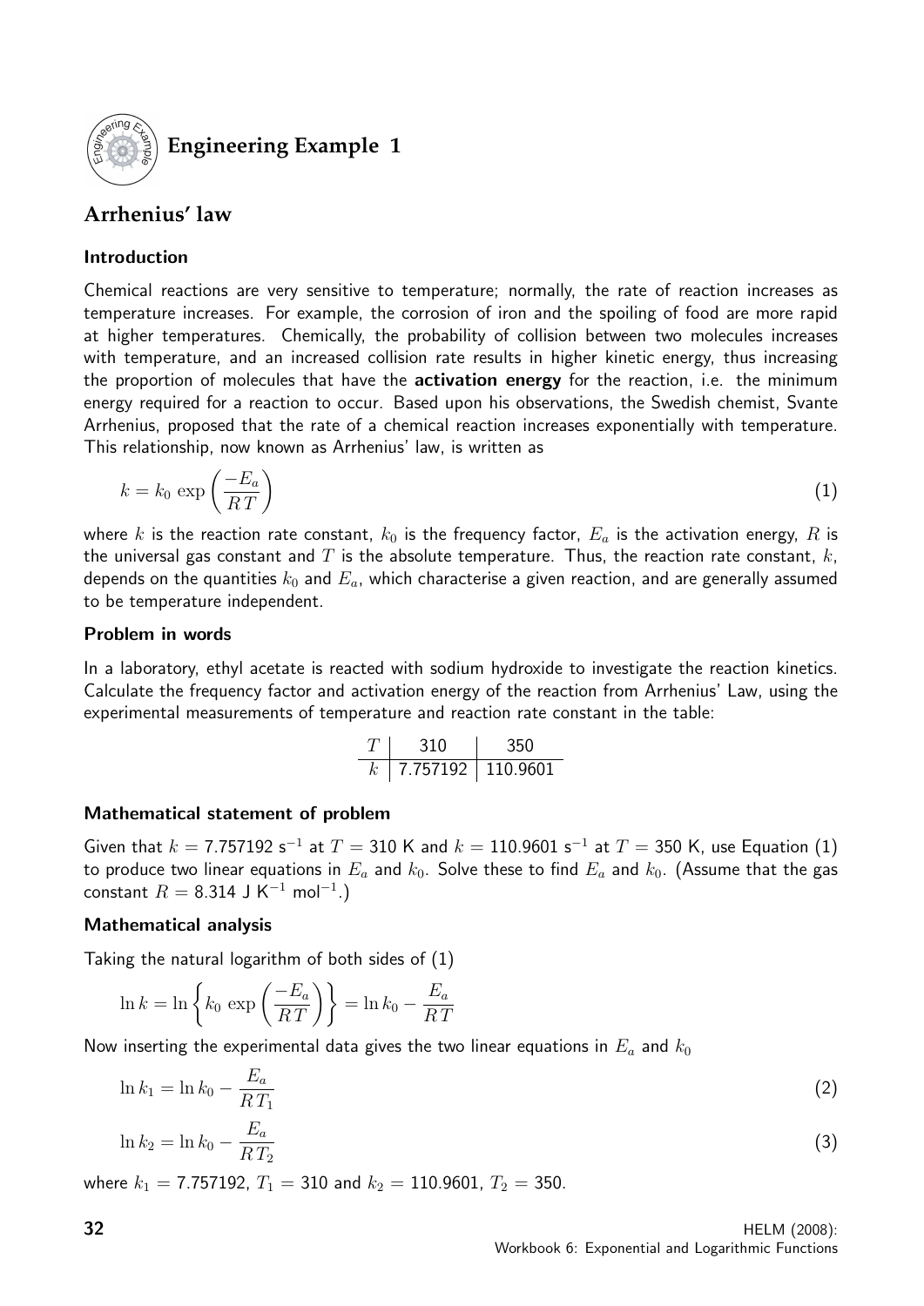## Engineering Example 1

## Arrhenius' law

### Introduction

Chemical reactions are very sensitive to temperature; normally, the rate of reaction increases as temperature increases. For example, the corrosion of iron and the spoiling of food are more rapid at higher temperatures. Chemically, the probability of collision between two molecules increases with temperature, and an increased collision rate results in higher kinetic energy, thus increasing the proportion of molecules that have the **activation energy** for the reaction, i.e. the minimum energy required for a reaction to occur. Based upon his observations, the Swedish chemist, Svante Arrhenius, proposed that the rate of a chemical reaction increases exponentially with temperature. This relationship, now known as Arrhenius' law, is written as

$$k = k_0 \exp\left(\frac{-E_a}{RT}\right) \tag{1}$$

where $k$ is the reaction rate constant, $k_0$ is the frequency factor, $E_a$ is the activation energy, $R$ is the universal gas constant and $T$ is the absolute temperature. Thus, the reaction rate constant, $k$, depends on the quantities $k_0$ and $E_a$, which characterise a given reaction, and are generally assumed to be temperature independent.

### Problem in words

In a laboratory, ethyl acetate is reacted with sodium hydroxide to investigate the reaction kinetics. Calculate the frequency factor and activation energy of the reaction from Arrhenius' Law, using the experimental measurements of temperature and reaction rate constant in the table:

| $T$ | 310 | 350 |
|---|---|---|
| $k$ | 7.757192 | 110.9601 |

### Mathematical statement of problem

Given that $k = 7.757192$ s$^{-1}$ at $T = 310$ K and $k = 110.9601$ s$^{-1}$ at $T = 350$ K, use Equation (1) to produce two linear equations in $E_a$ and $k_0$. Solve these to find $E_a$ and $k_0$. (Assume that the gas constant $R = 8.314$ J K$^{-1}$ mol$^{-1}$.)

### Mathematical analysis

Taking the natural logarithm of both sides of (1)

$$\ln k = \ln\left\{k_0 \exp\left(\frac{-E_a}{RT}\right)\right\} = \ln k_0 - \frac{E_a}{RT}$$

Now inserting the experimental data gives the two linear equations in $E_a$ and $k_0$

$$\ln k_1 = \ln k_0 - \frac{E_a}{RT_1} \tag{2}$$

$$\ln k_2 = \ln k_0 - \frac{E_a}{RT_2} \tag{3}$$

where $k_1 = 7.757192$, $T_1 = 310$ and $k_2 = 110.9601$, $T_2 = 350$.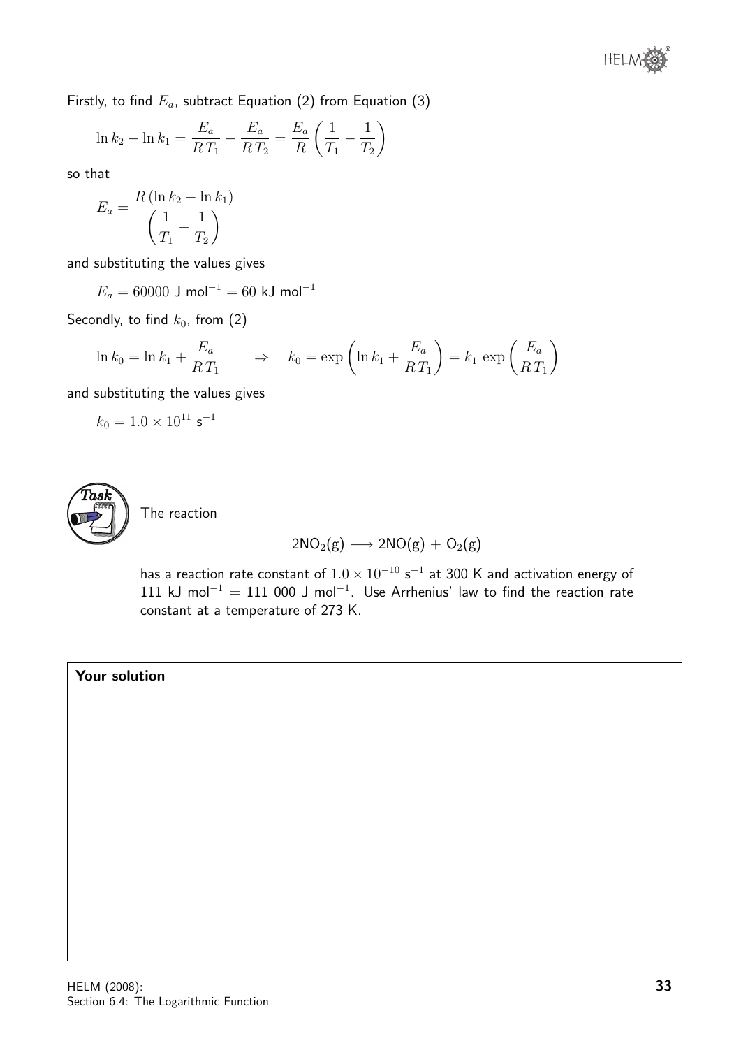Firstly, to find $E_a$, subtract Equation (2) from Equation (3)

$$\ln k_2 - \ln k_1 = \frac{E_a}{RT_1} - \frac{E_a}{RT_2} = \frac{E_a}{R}\left(\frac{1}{T_1} - \frac{1}{T_2}\right)$$

so that

$$E_a = \frac{R(\ln k_2 - \ln k_1)}{\left(\dfrac{1}{T_1} - \dfrac{1}{T_2}\right)}$$

and substituting the values gives

$$E_a = 60000 \text{ J mol}^{-1} = 60 \text{ kJ mol}^{-1}$$

Secondly, to find $k_0$, from (2)

$$\ln k_0 = \ln k_1 + \frac{E_a}{RT_1} \qquad \Rightarrow \quad k_0 = \exp\left(\ln k_1 + \frac{E_a}{RT_1}\right) = k_1 \exp\left(\frac{E_a}{RT_1}\right)$$

and substituting the values gives

$$k_0 = 1.0 \times 10^{11} \text{ s}^{-1}$$

**Task**

The reaction

$$2NO_2(g) \longrightarrow 2NO(g) + O_2(g)$$

has a reaction rate constant of $1.0 \times 10^{-10}$ $s^{-1}$ at 300 K and activation energy of 111 kJ $mol^{-1}$ = 111 000 J $mol^{-1}$. Use Arrhenius' law to find the reaction rate constant at a temperature of 273 K.

**Your solution**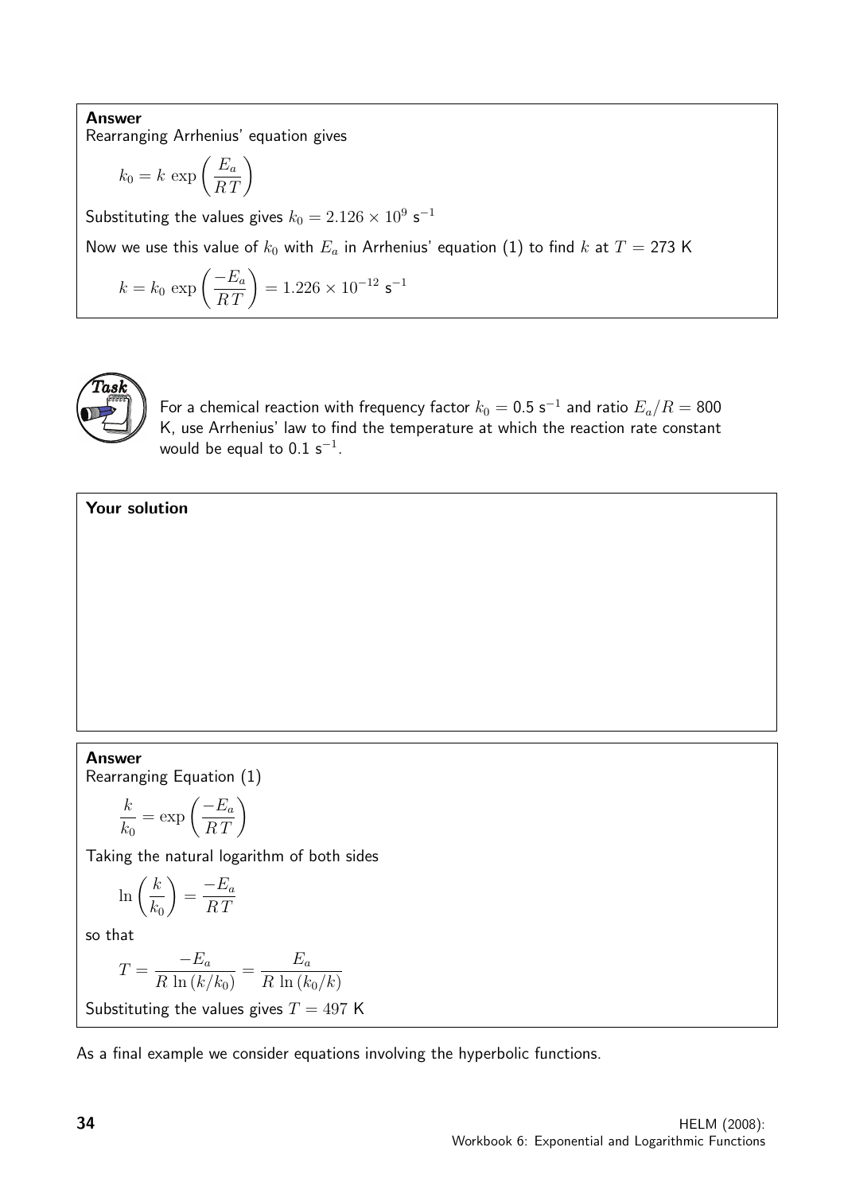**Answer**

Rearranging Arrhenius' equation gives

$$k_0 = k \, \exp\left(\frac{E_a}{R\,T}\right)$$

Substituting the values gives $k_0 = 2.126 \times 10^9$ s$^{-1}$

Now we use this value of $k_0$ with $E_a$ in Arrhenius' equation (1) to find $k$ at $T = 273$ K

$$k = k_0 \, \exp\left(\frac{-E_a}{R\,T}\right) = 1.226 \times 10^{-12} \text{ s}^{-1}$$

**Task**

For a chemical reaction with frequency factor $k_0 = 0.5$ s$^{-1}$ and ratio $E_a/R = 800$ K, use Arrhenius' law to find the temperature at which the reaction rate constant would be equal to $0.1$ s$^{-1}$.

**Your solution**

**Answer**

Rearranging Equation (1)

$$\frac{k}{k_0} = \exp\left(\frac{-E_a}{R\,T}\right)$$

Taking the natural logarithm of both sides

$$\ln\left(\frac{k}{k_0}\right) = \frac{-E_a}{R\,T}$$

so that

$$T = \frac{-E_a}{R\,\ln(k/k_0)} = \frac{E_a}{R\,\ln(k_0/k)}$$

Substituting the values gives $T = 497$ K

As a final example we consider equations involving the hyperbolic functions.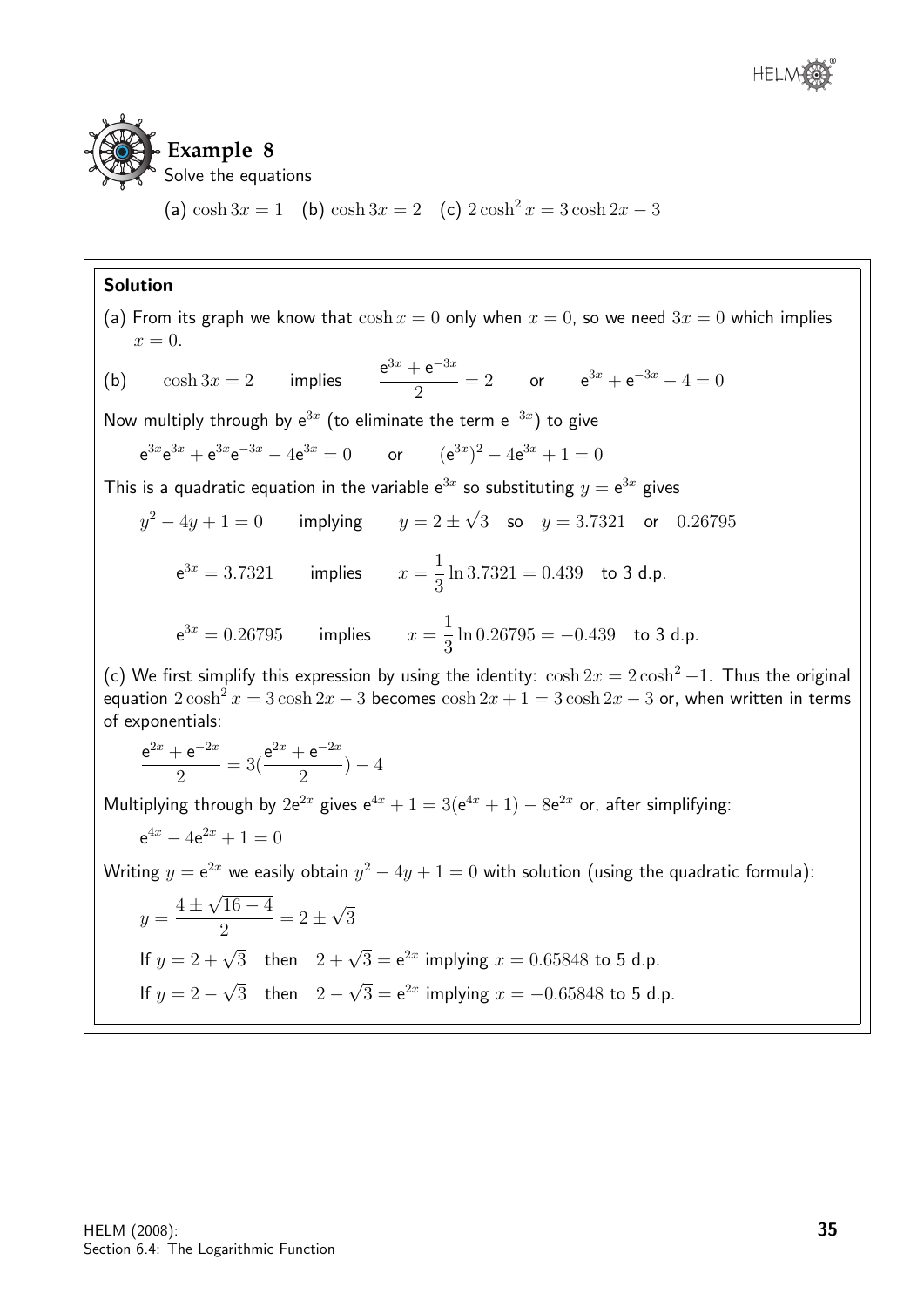## Example 8

Solve the equations

(a) $\cosh 3x = 1$ (b) $\cosh 3x = 2$ (c) $2\cosh^2 x = 3\cosh 2x - 3$

**Solution**

(a) From its graph we know that $\cosh x = 0$ only when $x = 0$, so we need $3x = 0$ which implies $x = 0$.

(b) $\cosh 3x = 2$ implies $\dfrac{e^{3x} + e^{-3x}}{2} = 2$ or $e^{3x} + e^{-3x} - 4 = 0$

Now multiply through by $e^{3x}$ (to eliminate the term $e^{-3x}$) to give

$$e^{3x}e^{3x} + e^{3x}e^{-3x} - 4e^{3x} = 0 \qquad \text{or} \qquad (e^{3x})^2 - 4e^{3x} + 1 = 0$$

This is a quadratic equation in the variable $e^{3x}$ so substituting $y = e^{3x}$ gives

$$y^2 - 4y + 1 = 0 \qquad \text{implying} \qquad y = 2 \pm \sqrt{3} \quad \text{so} \quad y = 3.7321 \quad \text{or} \quad 0.26795$$

$$e^{3x} = 3.7321 \qquad \text{implies} \qquad x = \frac{1}{3}\ln 3.7321 = 0.439 \quad \text{to 3 d.p.}$$

$$e^{3x} = 0.26795 \qquad \text{implies} \qquad x = \frac{1}{3}\ln 0.26795 = -0.439 \quad \text{to 3 d.p.}$$

(c) We first simplify this expression by using the identity: $\cosh 2x = 2\cosh^2 - 1$. Thus the original equation $2\cosh^2 x = 3\cosh 2x - 3$ becomes $\cosh 2x + 1 = 3\cosh 2x - 3$ or, when written in terms of exponentials:

$$\frac{e^{2x} + e^{-2x}}{2} = 3\left(\frac{e^{2x} + e^{-2x}}{2}\right) - 4$$

Multiplying through by $2e^{2x}$ gives $e^{4x} + 1 = 3(e^{4x} + 1) - 8e^{2x}$ or, after simplifying:

$$e^{4x} - 4e^{2x} + 1 = 0$$

Writing $y = e^{2x}$ we easily obtain $y^2 - 4y + 1 = 0$ with solution (using the quadratic formula):

$$y = \frac{4 \pm \sqrt{16 - 4}}{2} = 2 \pm \sqrt{3}$$

If $y = 2 + \sqrt{3}$ then $2 + \sqrt{3} = e^{2x}$ implying $x = 0.65848$ to 5 d.p.

If $y = 2 - \sqrt{3}$ then $2 - \sqrt{3} = e^{2x}$ implying $x = -0.65848$ to 5 d.p.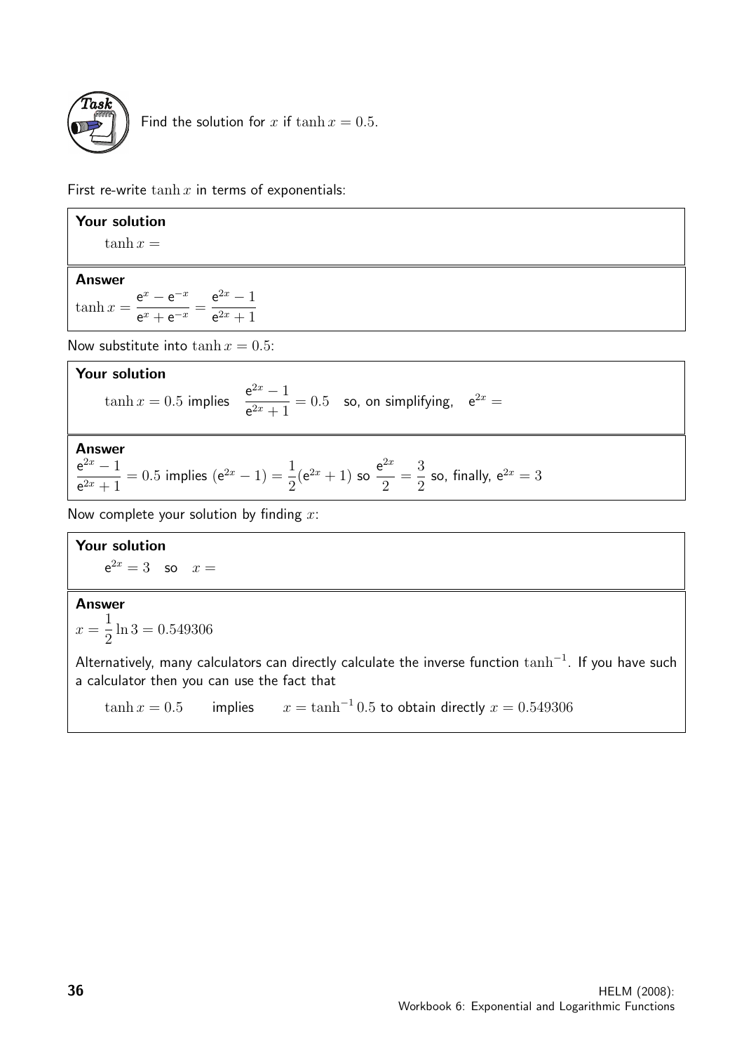**Task**

Find the solution for $x$ if $\tanh x = 0.5$.

First re-write $\tanh x$ in terms of exponentials:

**Your solution**

$\tanh x =$

**Answer**

$$\tanh x = \frac{e^x - e^{-x}}{e^x + e^{-x}} = \frac{e^{2x} - 1}{e^{2x} + 1}$$

Now substitute into $\tanh x = 0.5$:

**Your solution**

$\tanh x = 0.5$ implies $\dfrac{e^{2x} - 1}{e^{2x} + 1} = 0.5$ so, on simplifying, $e^{2x} =$

**Answer**

$\dfrac{e^{2x} - 1}{e^{2x} + 1} = 0.5$ implies $(e^{2x} - 1) = \dfrac{1}{2}(e^{2x} + 1)$ so $\dfrac{e^{2x}}{2} = \dfrac{3}{2}$ so, finally, $e^{2x} = 3$

Now complete your solution by finding $x$:

**Your solution**

$e^{2x} = 3$ so $x =$

**Answer**

$$x = \frac{1}{2}\ln 3 = 0.549306$$

Alternatively, many calculators can directly calculate the inverse function $\tanh^{-1}$. If you have such a calculator then you can use the fact that

$\tanh x = 0.5$ implies $x = \tanh^{-1} 0.5$ to obtain directly $x = 0.549306$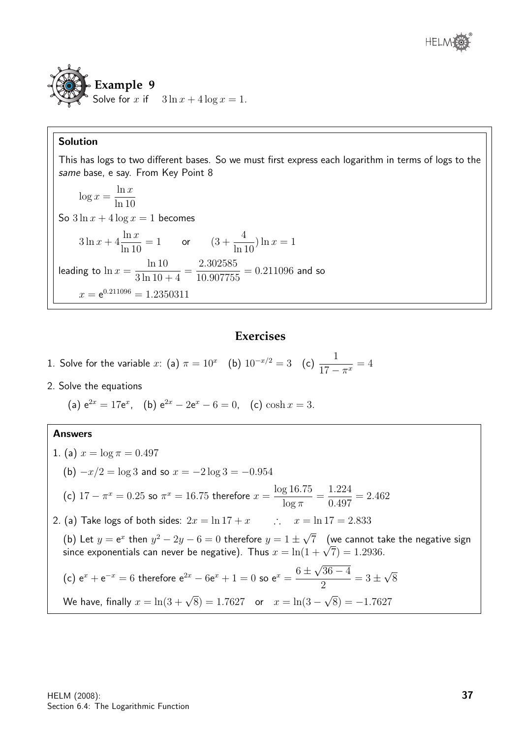## Example 9

Solve for $x$ if $\quad 3\ln x + 4\log x = 1.$

**Solution**

This has logs to two different bases. So we must first express each logarithm in terms of logs to the *same* base, e say. From Key Point 8

$$\log x = \frac{\ln x}{\ln 10}$$

So $3\ln x + 4\log x = 1$ becomes

$$3\ln x + 4\frac{\ln x}{\ln 10} = 1 \qquad \text{or} \qquad (3 + \frac{4}{\ln 10})\ln x = 1$$

leading to $\ln x = \dfrac{\ln 10}{3\ln 10 + 4} = \dfrac{2.302585}{10.907755} = 0.211096$ and so

$$x = \mathrm{e}^{0.211096} = 1.2350311$$

## Exercises

1. Solve for the variable $x$: (a) $\pi = 10^x$ (b) $10^{-x/2} = 3$ (c) $\dfrac{1}{17 - \pi^x} = 4$

2. Solve the equations

   (a) $\mathrm{e}^{2x} = 17\mathrm{e}^x$, (b) $\mathrm{e}^{2x} - 2\mathrm{e}^x - 6 = 0$, (c) $\cosh x = 3$.

**Answers**

1. (a) $x = \log \pi = 0.497$

   (b) $-x/2 = \log 3$ and so $x = -2\log 3 = -0.954$

   (c) $17 - \pi^x = 0.25$ so $\pi^x = 16.75$ therefore $x = \dfrac{\log 16.75}{\log \pi} = \dfrac{1.224}{0.497} = 2.462$

2. (a) Take logs of both sides: $2x = \ln 17 + x \qquad \therefore \quad x = \ln 17 = 2.833$

   (b) Let $y = \mathrm{e}^x$ then $y^2 - 2y - 6 = 0$ therefore $y = 1 \pm \sqrt{7}$ (we cannot take the negative sign since exponentials can never be negative). Thus $x = \ln(1 + \sqrt{7}) = 1.2936.$

   (c) $\mathrm{e}^x + \mathrm{e}^{-x} = 6$ therefore $\mathrm{e}^{2x} - 6\mathrm{e}^x + 1 = 0$ so $\mathrm{e}^x = \dfrac{6 \pm \sqrt{36 - 4}}{2} = 3 \pm \sqrt{8}$

   We have, finally $x = \ln(3 + \sqrt{8}) = 1.7627$ or $x = \ln(3 - \sqrt{8}) = -1.7627$